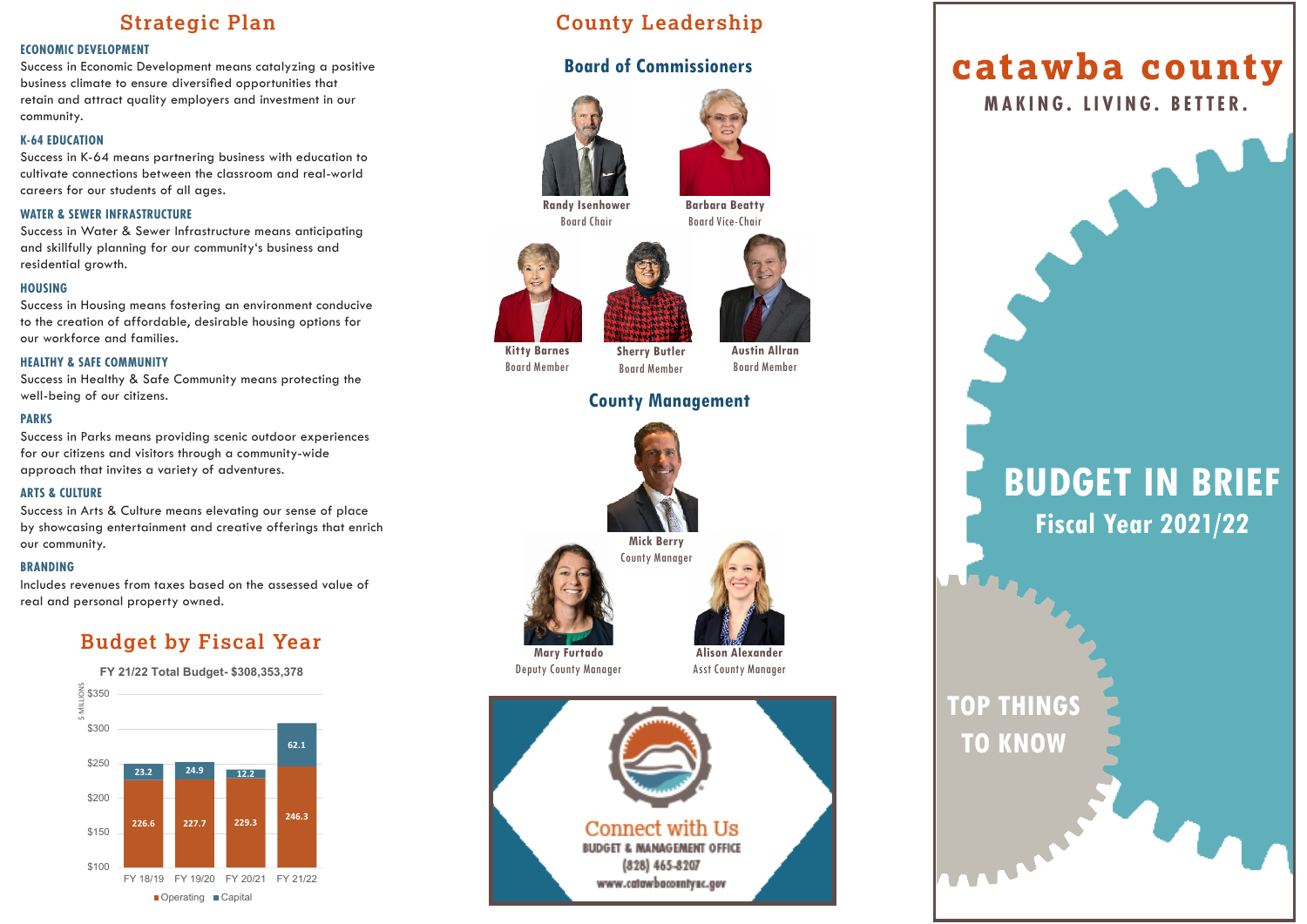# catawba county

**MAKING. LIVING. BETTER.**

# BUDGET IN BRIEF

## Fiscal Year 2021/22

**TOP THINGS TO KNOW**

## Strategic Plan

### ECONOMIC DEVELOPMENT

Success in Economic Development means catalyzing a positive business climate to ensure diversified opportunities that retain and attract quality employers and investment in our community.

### K-64 EDUCATION

Success in K-64 means partnering business with education to cultivate connections between the classroom and real-world careers for our students of all ages.

### WATER & SEWER INFRASTRUCTURE

Success in Water & Sewer Infrastructure means anticipating and skillfully planning for our community's business and residential growth.

### HOUSING

Success in Housing means fostering an environment conducive to the creation of affordable, desirable housing options for our workforce and families.

### HEALTHY & SAFE COMMUNITY

Success in Healthy & Safe Community means protecting the well-being of our citizens.

### PARKS

Success in Parks means providing scenic outdoor experiences for our citizens and visitors through a community-wide approach that invites a variety of adventures.

### ARTS & CULTURE

Success in Arts & Culture means elevating our sense of place by showcasing entertainment and creative offerings that enrich our community.

### BRANDING

Includes revenues from taxes based on the assessed value of real and personal property owned.

## Budget by Fiscal Year

FY 21/22 Total Budget- $308,353,378

| ($ Millions) | FY 18/19 | FY 19/20 | FY 20/21 | FY 21/22 |
|---|---|---|---|---|
| Operating | 226.6 | 227.7 | 229.3 | 246.3 |
| Capital | 23.2 | 24.9 | 12.2 | 62.1 |

## County Leadership

### Board of Commissioners

- Randy Isenhower, Board Chair
- Barbara Beatty, Board Vice-Chair
- Kitty Barnes, Board Member
- Sherry Butler, Board Member
- Austin Allran, Board Member

### County Management

- Mick Berry, County Manager
- Mary Furtado, Deputy County Manager
- Alison Alexander, Asst County Manager

**Connect with Us**

BUDGET & MANAGEMENT OFFICE

(828) 465-8207

www.catawbacountync.gov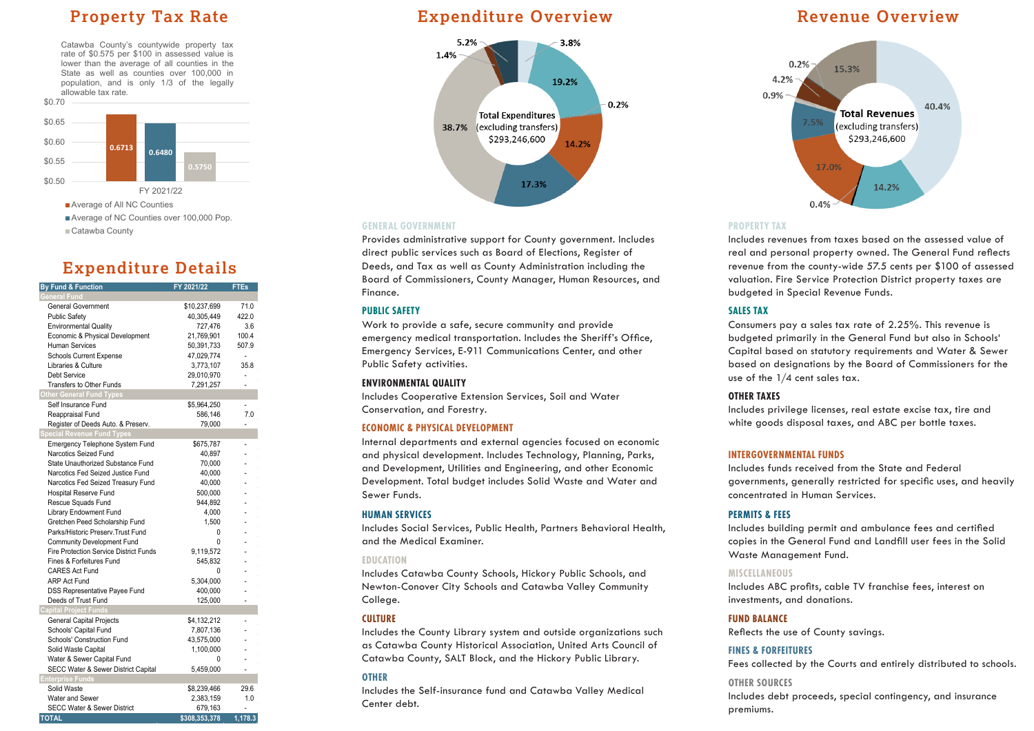## Property Tax Rate

Catawba County's countywide property tax rate of $0.575 per $100 in assessed value is lower than the average of all counties in the State as well as counties over 100,000 in population, and is only 1/3 of the legally allowable tax rate.

$0.70
$0.65
$0.60
$0.55
$0.50

0.6713
0.6480
0.5750

FY 2021/22

Average of All NC Counties
Average of NC Counties over 100,000 Pop.
Catawba County

## Expenditure Details

| By Fund & Function | FY 2021/22 | FTEs |
|---|---|---|
| **General Fund** | | |
| General Government | $10,237,699 | 71.0 |
| Public Safety | 40,305,449 | 422.0 |
| Environmental Quality | 727,476 | 3.6 |
| Economic & Physical Development | 21,769,901 | 100.4 |
| Human Services | 50,391,733 | 507.9 |
| Schools Current Expense | 47,029,774 | - |
| Libraries & Culture | 3,773,107 | 35.8 |
| Debt Service | 29,010,970 | - |
| Transfers to Other Funds | 7,291,257 | - |
| **Other General Fund Types** | | |
| Self Insurance Fund | $5,964,250 | - |
| Reappraisal Fund | 586,146 | 7.0 |
| Register of Deeds Auto. & Preserv. | 79,000 | - |
| **Special Revenue Fund Types** | | |
| Emergency Telephone System Fund | $675,787 | - |
| Narcotics Seized Fund | 40,897 | - |
| State Unauthorized Substance Fund | 70,000 | - |
| Narcotics Fed Seized Justice Fund | 40,000 | - |
| Narcotics Fed Seized Treasury Fund | 40,000 | - |
| Hospital Reserve Fund | 500,000 | - |
| Rescue Squads Fund | 944,892 | - |
| Library Endowment Fund | 4,000 | - |
| Gretchen Peed Scholarship Fund | 1,500 | - |
| Parks/Historic Preserv.Trust Fund | 0 | - |
| Community Development Fund | 0 | - |
| Fire Protection Service District Funds | 9,119,572 | - |
| Fines & Forfeitures Fund | 545,832 | - |
| CARES Act Fund | 0 | - |
| ARP Act Fund | 5,304,000 | - |
| DSS Representative Payee Fund | 400,000 | - |
| Deeds of Trust Fund | 125,000 | - |
| **Capital Project Funds** | | |
| General Capital Projects | $4,132,212 | - |
| Schools' Capital Fund | 7,807,136 | - |
| Schools' Construction Fund | 43,575,000 | - |
| Solid Waste Capital | 1,100,000 | - |
| Water & Sewer Capital Fund | 0 | - |
| SECC Water & Sewer District Capital | 5,459,000 | - |
| **Enterprise Funds** | | |
| Solid Waste | $8,239,466 | 29.6 |
| Water and Sewer | 2,383,159 | 1.0 |
| SECC Water & Sewer District | 679,163 | - |
| **TOTAL** | **$308,353,378** | **1,178.3** |

## Expenditure Overview

Total Expenditures (excluding transfers) $293,246,600

5.2%
3.8%
1.4%
19.2%
0.2%
38.7%
14.2%
17.3%

**GENERAL GOVERNMENT**

Provides administrative support for County government. Includes direct public services such as Board of Elections, Register of Deeds, and Tax as well as County Administration including the Board of Commissioners, County Manager, Human Resources, and Finance.

**PUBLIC SAFETY**

Work to provide a safe, secure community and provide emergency medical transportation. Includes the Sheriff's Office, Emergency Services, E-911 Communications Center, and other Public Safety activities.

**ENVIRONMENTAL QUALITY**

Includes Cooperative Extension Services, Soil and Water Conservation, and Forestry.

**ECONOMIC & PHYSICAL DEVELOPMENT**

Internal departments and external agencies focused on economic and physical development. Includes Technology, Planning, Parks, and Development, Utilities and Engineering, and other Economic Development. Total budget includes Solid Waste and Water and Sewer Funds.

**HUMAN SERVICES**

Includes Social Services, Public Health, Partners Behavioral Health, and the Medical Examiner.

**EDUCATION**

Includes Catawba County Schools, Hickory Public Schools, and Newton-Conover City Schools and Catawba Valley Community College.

**CULTURE**

Includes the County Library system and outside organizations such as Catawba County Historical Association, United Arts Council of Catawba County, SALT Block, and the Hickory Public Library.

**OTHER**

Includes the Self-insurance fund and Catawba Valley Medical Center debt.

## Revenue Overview

Total Revenues (excluding transfers) $293,246,600

0.2%
15.3%
4.2%
0.9%
40.4%
7.5%
17.0%
14.2%
0.4%

**PROPERTY TAX**

Includes revenues from taxes based on the assessed value of real and personal property owned. The General Fund reflects revenue from the county-wide 57.5 cents per $100 of assessed valuation. Fire Service Protection District property taxes are budgeted in Special Revenue Funds.

**SALES TAX**

Consumers pay a sales tax rate of 2.25%. This revenue is budgeted primarily in the General Fund but also in Schools' Capital based on statutory requirements and Water & Sewer based on designations by the Board of Commissioners for the use of the 1/4 cent sales tax.

**OTHER TAXES**

Includes privilege licenses, real estate excise tax, tire and white goods disposal taxes, and ABC per bottle taxes.

**INTERGOVERNMENTAL FUNDS**

Includes funds received from the State and Federal governments, generally restricted for specific uses, and heavily concentrated in Human Services.

**PERMITS & FEES**

Includes building permit and ambulance fees and certified copies in the General Fund and Landfill user fees in the Solid Waste Management Fund.

**MISCELLANEOUS**

Includes ABC profits, cable TV franchise fees, interest on investments, and donations.

**FUND BALANCE**

Reflects the use of County savings.

**FINES & FORFEITURES**

Fees collected by the Courts and entirely distributed to schools.

**OTHER SOURCES**

Includes debt proceeds, special contingency, and insurance premiums.